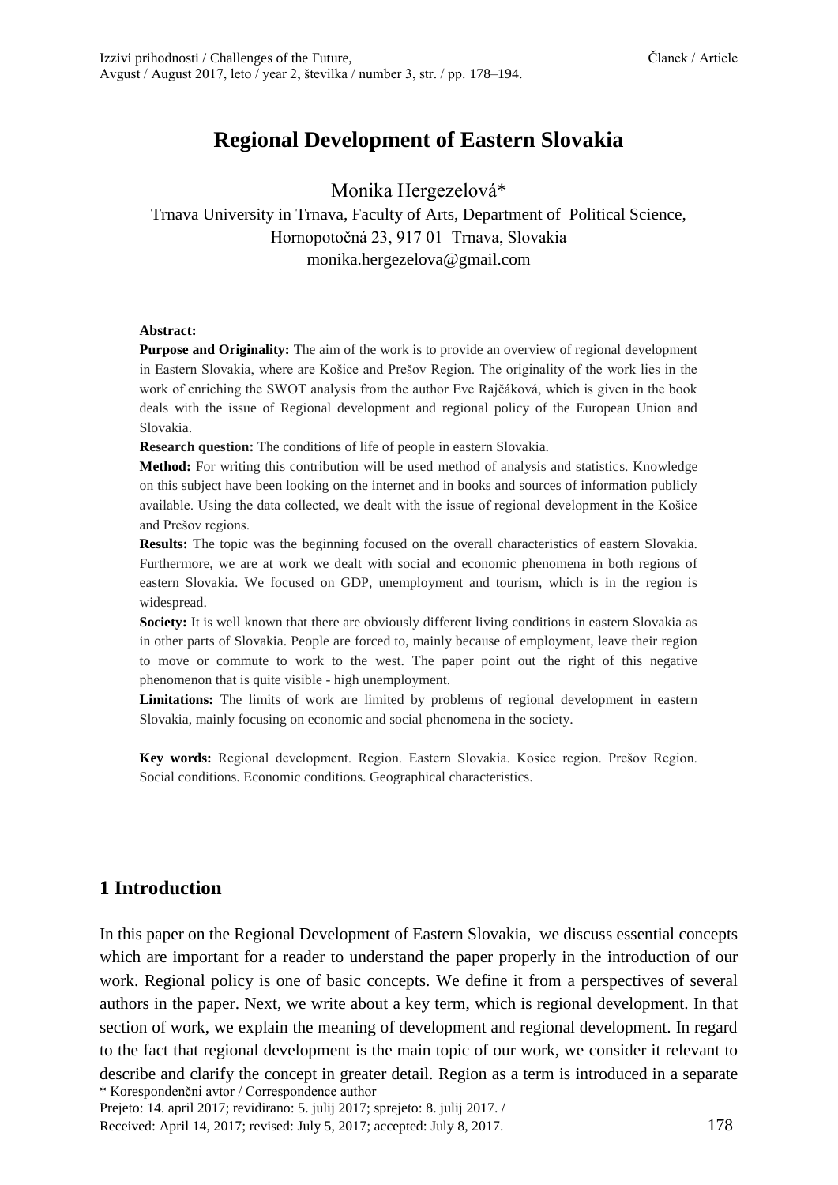# Regional Development of Eastern Slovakia

Monika Hergezelová*

Trnava University in Trnava, Faculty of Arts, Department of Political Science, Hornopotočná 23, 917 01 Trnava, Slovakia

monika.hergezelova@gmail.com

**Abstract:**

**Purpose and Originality:** The aim of the work is to provide an overview of regional development in Eastern Slovakia, where are Košice and Prešov Region. The originality of the work lies in the work of enriching the SWOT analysis from the author Eve Rajčáková, which is given in the book deals with the issue of Regional development and regional policy of the European Union and Slovakia.

**Research question:** The conditions of life of people in eastern Slovakia.

**Method:** For writing this contribution will be used method of analysis and statistics. Knowledge on this subject have been looking on the internet and in books and sources of information publicly available. Using the data collected, we dealt with the issue of regional development in the Košice and Prešov regions.

**Results:** The topic was the beginning focused on the overall characteristics of eastern Slovakia. Furthermore, we are at work we dealt with social and economic phenomena in both regions of eastern Slovakia. We focused on GDP, unemployment and tourism, which is in the region is widespread.

**Society:** It is well known that there are obviously different living conditions in eastern Slovakia as in other parts of Slovakia. People are forced to, mainly because of employment, leave their region to move or commute to work to the west. The paper point out the right of this negative phenomenon that is quite visible - high unemployment.

**Limitations:** The limits of work are limited by problems of regional development in eastern Slovakia, mainly focusing on economic and social phenomena in the society.

**Key words:** Regional development. Region. Eastern Slovakia. Kosice region. Prešov Region. Social conditions. Economic conditions. Geographical characteristics.

## 1 Introduction

In this paper on the Regional Development of Eastern Slovakia, we discuss essential concepts which are important for a reader to understand the paper properly in the introduction of our work. Regional policy is one of basic concepts. We define it from a perspectives of several authors in the paper. Next, we write about a key term, which is regional development. In that section of work, we explain the meaning of development and regional development. In regard to the fact that regional development is the main topic of our work, we consider it relevant to describe and clarify the concept in greater detail. Region as a term is introduced in a separate

* Korespondenčni avtor / Correspondence author

Prejeto: 14. april 2017; revidirano: 5. julij 2017; sprejeto: 8. julij 2017. /
Received: April 14, 2017; revised: July 5, 2017; accepted: July 8, 2017.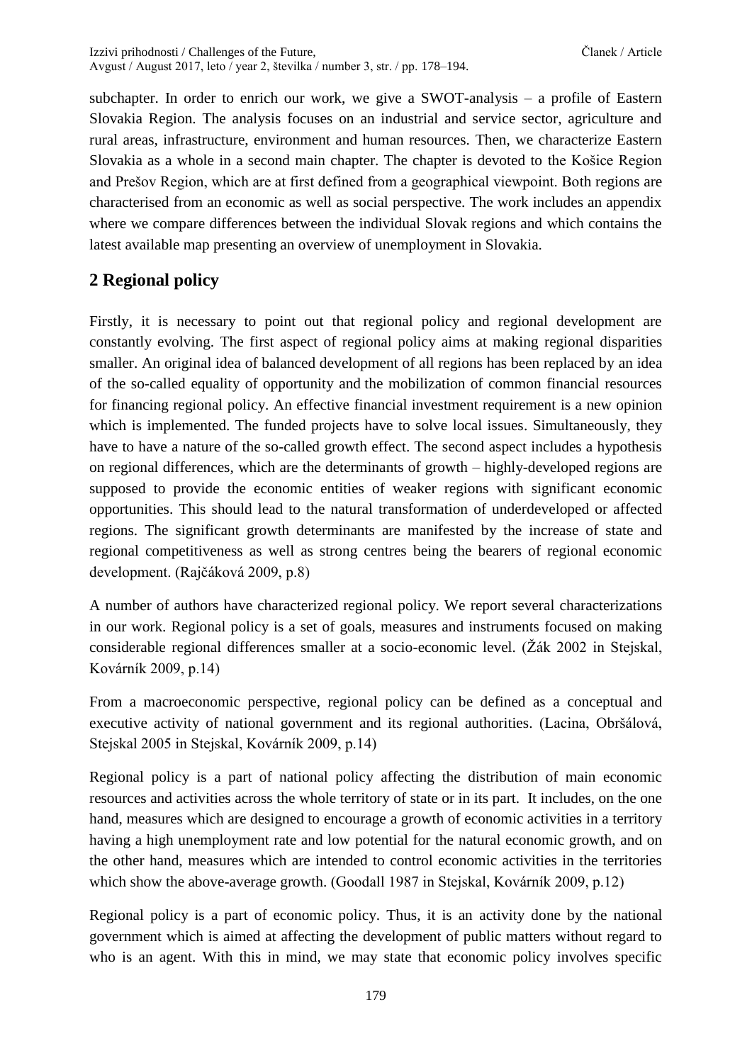subchapter. In order to enrich our work, we give a SWOT-analysis – a profile of Eastern Slovakia Region. The analysis focuses on an industrial and service sector, agriculture and rural areas, infrastructure, environment and human resources. Then, we characterize Eastern Slovakia as a whole in a second main chapter. The chapter is devoted to the Košice Region and Prešov Region, which are at first defined from a geographical viewpoint. Both regions are characterised from an economic as well as social perspective. The work includes an appendix where we compare differences between the individual Slovak regions and which contains the latest available map presenting an overview of unemployment in Slovakia.

## 2 Regional policy

Firstly, it is necessary to point out that regional policy and regional development are constantly evolving. The first aspect of regional policy aims at making regional disparities smaller. An original idea of balanced development of all regions has been replaced by an idea of the so-called equality of opportunity and the mobilization of common financial resources for financing regional policy. An effective financial investment requirement is a new opinion which is implemented. The funded projects have to solve local issues. Simultaneously, they have to have a nature of the so-called growth effect. The second aspect includes a hypothesis on regional differences, which are the determinants of growth – highly-developed regions are supposed to provide the economic entities of weaker regions with significant economic opportunities. This should lead to the natural transformation of underdeveloped or affected regions. The significant growth determinants are manifested by the increase of state and regional competitiveness as well as strong centres being the bearers of regional economic development. (Rajčáková 2009, p.8)

A number of authors have characterized regional policy. We report several characterizations in our work. Regional policy is a set of goals, measures and instruments focused on making considerable regional differences smaller at a socio-economic level. (Žák 2002 in Stejskal, Kovárník 2009, p.14)

From a macroeconomic perspective, regional policy can be defined as a conceptual and executive activity of national government and its regional authorities. (Lacina, Obršálová, Stejskal 2005 in Stejskal, Kovárník 2009, p.14)

Regional policy is a part of national policy affecting the distribution of main economic resources and activities across the whole territory of state or in its part. It includes, on the one hand, measures which are designed to encourage a growth of economic activities in a territory having a high unemployment rate and low potential for the natural economic growth, and on the other hand, measures which are intended to control economic activities in the territories which show the above-average growth. (Goodall 1987 in Stejskal, Kovárník 2009, p.12)

Regional policy is a part of economic policy. Thus, it is an activity done by the national government which is aimed at affecting the development of public matters without regard to who is an agent. With this in mind, we may state that economic policy involves specific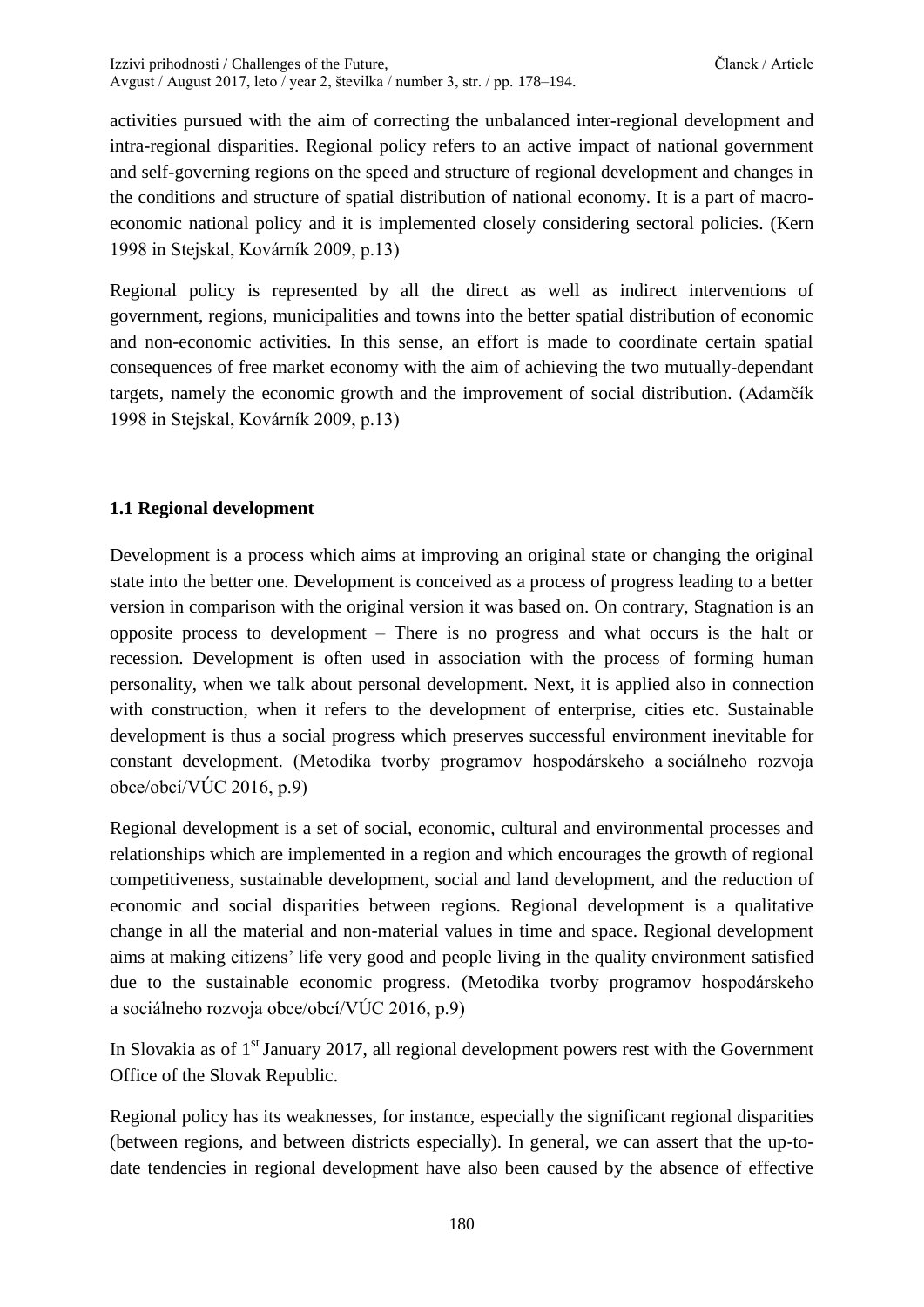activities pursued with the aim of correcting the unbalanced inter-regional development and intra-regional disparities. Regional policy refers to an active impact of national government and self-governing regions on the speed and structure of regional development and changes in the conditions and structure of spatial distribution of national economy. It is a part of macro-economic national policy and it is implemented closely considering sectoral policies. (Kern 1998 in Stejskal, Kovárník 2009, p.13)

Regional policy is represented by all the direct as well as indirect interventions of government, regions, municipalities and towns into the better spatial distribution of economic and non-economic activities. In this sense, an effort is made to coordinate certain spatial consequences of free market economy with the aim of achieving the two mutually-dependant targets, namely the economic growth and the improvement of social distribution. (Adamčík 1998 in Stejskal, Kovárník 2009, p.13)

### 1.1 Regional development

Development is a process which aims at improving an original state or changing the original state into the better one. Development is conceived as a process of progress leading to a better version in comparison with the original version it was based on. On contrary, Stagnation is an opposite process to development – There is no progress and what occurs is the halt or recession. Development is often used in association with the process of forming human personality, when we talk about personal development. Next, it is applied also in connection with construction, when it refers to the development of enterprise, cities etc. Sustainable development is thus a social progress which preserves successful environment inevitable for constant development. (Metodika tvorby programov hospodárskeho a sociálneho rozvoja obce/obcí/VÚC 2016, p.9)

Regional development is a set of social, economic, cultural and environmental processes and relationships which are implemented in a region and which encourages the growth of regional competitiveness, sustainable development, social and land development, and the reduction of economic and social disparities between regions. Regional development is a qualitative change in all the material and non-material values in time and space. Regional development aims at making citizens' life very good and people living in the quality environment satisfied due to the sustainable economic progress. (Metodika tvorby programov hospodárskeho a sociálneho rozvoja obce/obcí/VÚC 2016, p.9)

In Slovakia as of 1st January 2017, all regional development powers rest with the Government Office of the Slovak Republic.

Regional policy has its weaknesses, for instance, especially the significant regional disparities (between regions, and between districts especially). In general, we can assert that the up-to-date tendencies in regional development have also been caused by the absence of effective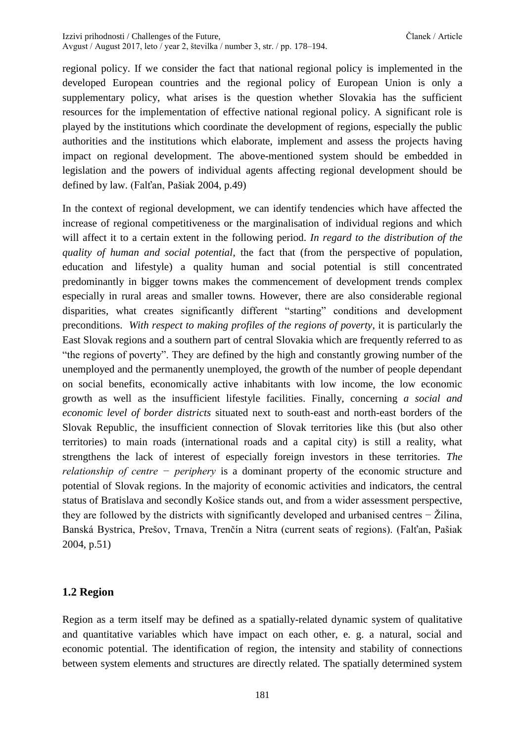regional policy. If we consider the fact that national regional policy is implemented in the developed European countries and the regional policy of European Union is only a supplementary policy, what arises is the question whether Slovakia has the sufficient resources for the implementation of effective national regional policy. A significant role is played by the institutions which coordinate the development of regions, especially the public authorities and the institutions which elaborate, implement and assess the projects having impact on regional development. The above-mentioned system should be embedded in legislation and the powers of individual agents affecting regional development should be defined by law. (Falťan, Pašiak 2004, p.49)

In the context of regional development, we can identify tendencies which have affected the increase of regional competitiveness or the marginalisation of individual regions and which will affect it to a certain extent in the following period. *In regard to the distribution of the quality of human and social potential*, the fact that (from the perspective of population, education and lifestyle) a quality human and social potential is still concentrated predominantly in bigger towns makes the commencement of development trends complex especially in rural areas and smaller towns. However, there are also considerable regional disparities, what creates significantly different "starting" conditions and development preconditions. *With respect to making profiles of the regions of poverty*, it is particularly the East Slovak regions and a southern part of central Slovakia which are frequently referred to as "the regions of poverty". They are defined by the high and constantly growing number of the unemployed and the permanently unemployed, the growth of the number of people dependant on social benefits, economically active inhabitants with low income, the low economic growth as well as the insufficient lifestyle facilities. Finally, concerning *a social and economic level of border districts* situated next to south-east and north-east borders of the Slovak Republic, the insufficient connection of Slovak territories like this (but also other territories) to main roads (international roads and a capital city) is still a reality, what strengthens the lack of interest of especially foreign investors in these territories. *The relationship of centre − periphery* is a dominant property of the economic structure and potential of Slovak regions. In the majority of economic activities and indicators, the central status of Bratislava and secondly Košice stands out, and from a wider assessment perspective, they are followed by the districts with significantly developed and urbanised centres − Žilina, Banská Bystrica, Prešov, Trnava, Trenčín a Nitra (current seats of regions). (Falťan, Pašiak 2004, p.51)

## 1.2 Region

Region as a term itself may be defined as a spatially-related dynamic system of qualitative and quantitative variables which have impact on each other, e. g. a natural, social and economic potential. The identification of region, the intensity and stability of connections between system elements and structures are directly related. The spatially determined system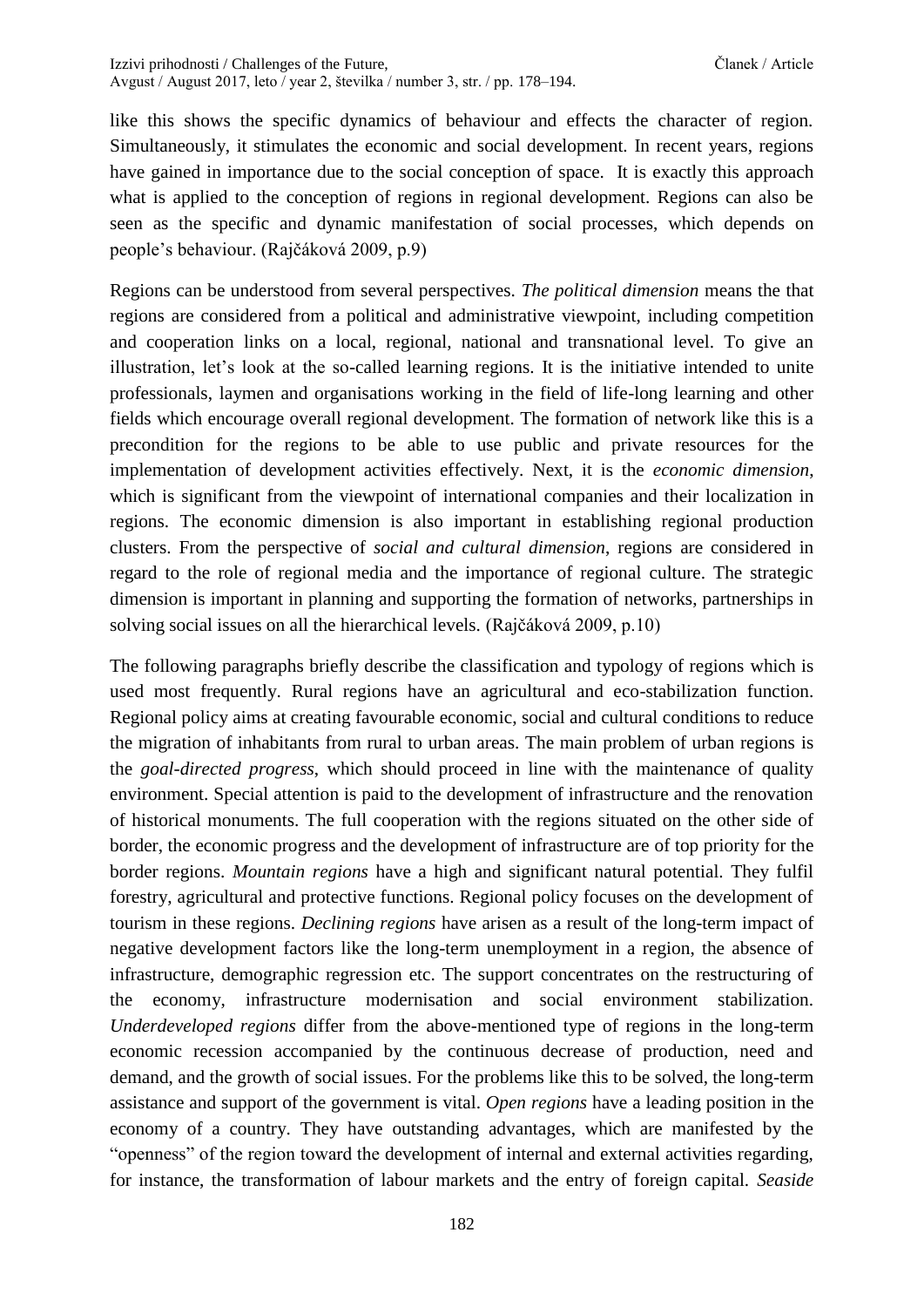like this shows the specific dynamics of behaviour and effects the character of region. Simultaneously, it stimulates the economic and social development. In recent years, regions have gained in importance due to the social conception of space. It is exactly this approach what is applied to the conception of regions in regional development. Regions can also be seen as the specific and dynamic manifestation of social processes, which depends on people's behaviour. (Rajčáková 2009, p.9)

Regions can be understood from several perspectives. *The political dimension* means the that regions are considered from a political and administrative viewpoint, including competition and cooperation links on a local, regional, national and transnational level. To give an illustration, let's look at the so-called learning regions. It is the initiative intended to unite professionals, laymen and organisations working in the field of life-long learning and other fields which encourage overall regional development. The formation of network like this is a precondition for the regions to be able to use public and private resources for the implementation of development activities effectively. Next, it is the *economic dimension*, which is significant from the viewpoint of international companies and their localization in regions. The economic dimension is also important in establishing regional production clusters. From the perspective of *social and cultural dimension*, regions are considered in regard to the role of regional media and the importance of regional culture. The strategic dimension is important in planning and supporting the formation of networks, partnerships in solving social issues on all the hierarchical levels. (Rajčáková 2009, p.10)

The following paragraphs briefly describe the classification and typology of regions which is used most frequently. Rural regions have an agricultural and eco-stabilization function. Regional policy aims at creating favourable economic, social and cultural conditions to reduce the migration of inhabitants from rural to urban areas. The main problem of urban regions is the *goal-directed progress*, which should proceed in line with the maintenance of quality environment. Special attention is paid to the development of infrastructure and the renovation of historical monuments. The full cooperation with the regions situated on the other side of border, the economic progress and the development of infrastructure are of top priority for the border regions. *Mountain regions* have a high and significant natural potential. They fulfil forestry, agricultural and protective functions. Regional policy focuses on the development of tourism in these regions. *Declining regions* have arisen as a result of the long-term impact of negative development factors like the long-term unemployment in a region, the absence of infrastructure, demographic regression etc. The support concentrates on the restructuring of the economy, infrastructure modernisation and social environment stabilization. *Underdeveloped regions* differ from the above-mentioned type of regions in the long-term economic recession accompanied by the continuous decrease of production, need and demand, and the growth of social issues. For the problems like this to be solved, the long-term assistance and support of the government is vital. *Open regions* have a leading position in the economy of a country. They have outstanding advantages, which are manifested by the "openness" of the region toward the development of internal and external activities regarding, for instance, the transformation of labour markets and the entry of foreign capital. *Seaside*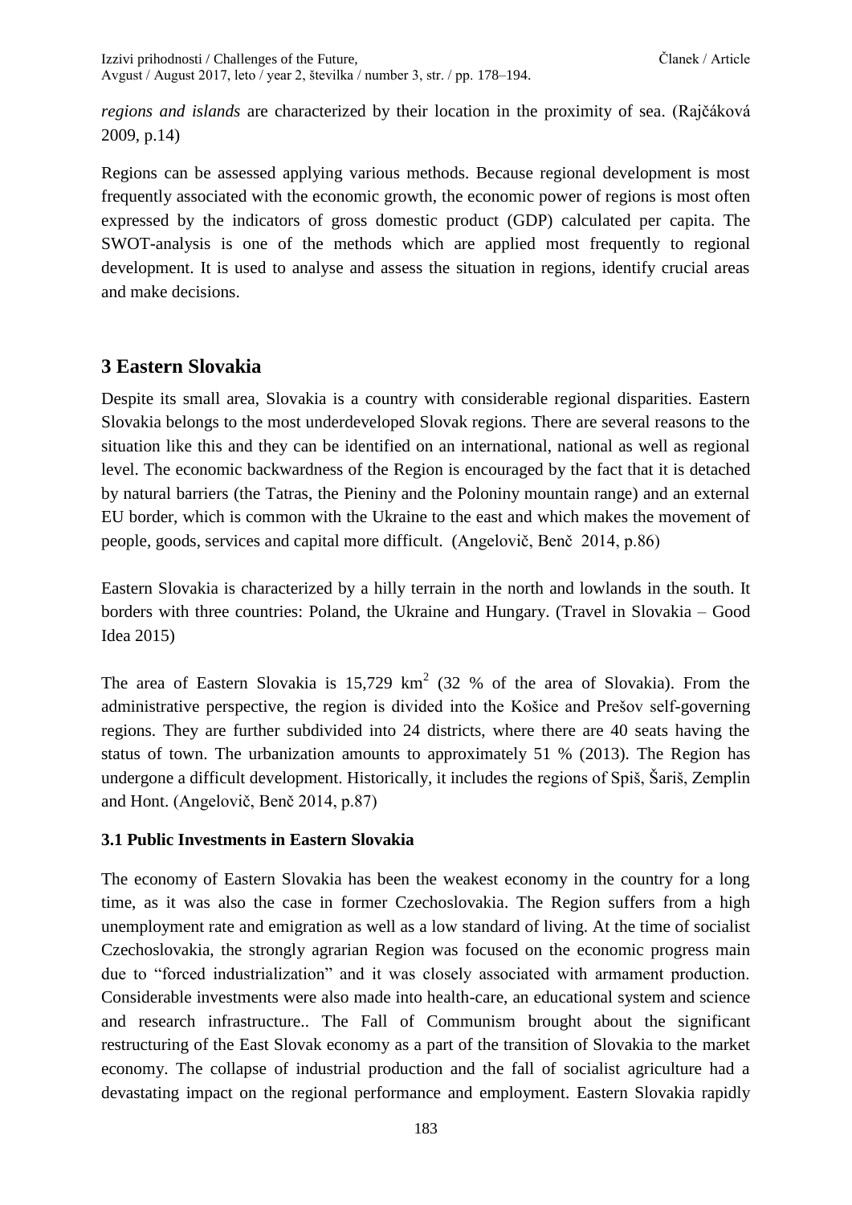*regions and islands* are characterized by their location in the proximity of sea. (Rajčáková 2009, p.14)

Regions can be assessed applying various methods. Because regional development is most frequently associated with the economic growth, the economic power of regions is most often expressed by the indicators of gross domestic product (GDP) calculated per capita. The SWOT-analysis is one of the methods which are applied most frequently to regional development. It is used to analyse and assess the situation in regions, identify crucial areas and make decisions.

## 3 Eastern Slovakia

Despite its small area, Slovakia is a country with considerable regional disparities. Eastern Slovakia belongs to the most underdeveloped Slovak regions. There are several reasons to the situation like this and they can be identified on an international, national as well as regional level. The economic backwardness of the Region is encouraged by the fact that it is detached by natural barriers (the Tatras, the Pieniny and the Poloniny mountain range) and an external EU border, which is common with the Ukraine to the east and which makes the movement of people, goods, services and capital more difficult. (Angelovič, Benč 2014, p.86)

Eastern Slovakia is characterized by a hilly terrain in the north and lowlands in the south. It borders with three countries: Poland, the Ukraine and Hungary. (Travel in Slovakia – Good Idea 2015)

The area of Eastern Slovakia is 15,729 $km^2$ (32 % of the area of Slovakia). From the administrative perspective, the region is divided into the Košice and Prešov self-governing regions. They are further subdivided into 24 districts, where there are 40 seats having the status of town. The urbanization amounts to approximately 51 % (2013). The Region has undergone a difficult development. Historically, it includes the regions of Spiš, Šariš, Zemplin and Hont. (Angelovič, Benč 2014, p.87)

### 3.1 Public Investments in Eastern Slovakia

The economy of Eastern Slovakia has been the weakest economy in the country for a long time, as it was also the case in former Czechoslovakia. The Region suffers from a high unemployment rate and emigration as well as a low standard of living. At the time of socialist Czechoslovakia, the strongly agrarian Region was focused on the economic progress main due to "forced industrialization" and it was closely associated with armament production. Considerable investments were also made into health-care, an educational system and science and research infrastructure.. The Fall of Communism brought about the significant restructuring of the East Slovak economy as a part of the transition of Slovakia to the market economy. The collapse of industrial production and the fall of socialist agriculture had a devastating impact on the regional performance and employment. Eastern Slovakia rapidly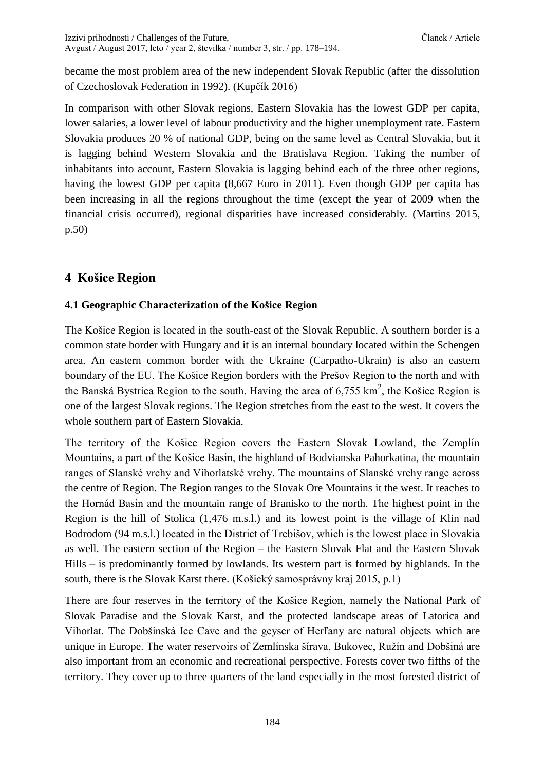became the most problem area of the new independent Slovak Republic (after the dissolution of Czechoslovak Federation in 1992). (Kupčík 2016)

In comparison with other Slovak regions, Eastern Slovakia has the lowest GDP per capita, lower salaries, a lower level of labour productivity and the higher unemployment rate. Eastern Slovakia produces 20 % of national GDP, being on the same level as Central Slovakia, but it is lagging behind Western Slovakia and the Bratislava Region. Taking the number of inhabitants into account, Eastern Slovakia is lagging behind each of the three other regions, having the lowest GDP per capita (8,667 Euro in 2011). Even though GDP per capita has been increasing in all the regions throughout the time (except the year of 2009 when the financial crisis occurred), regional disparities have increased considerably. (Martins 2015, p.50)

## 4 Košice Region

### 4.1 Geographic Characterization of the Košice Region

The Košice Region is located in the south-east of the Slovak Republic. A southern border is a common state border with Hungary and it is an internal boundary located within the Schengen area. An eastern common border with the Ukraine (Carpatho-Ukrain) is also an eastern boundary of the EU. The Košice Region borders with the Prešov Region to the north and with the Banská Bystrica Region to the south. Having the area of 6,755 km$^2$, the Košice Region is one of the largest Slovak regions. The Region stretches from the east to the west. It covers the whole southern part of Eastern Slovakia.

The territory of the Košice Region covers the Eastern Slovak Lowland, the Zemplín Mountains, a part of the Košice Basin, the highland of Bodvianska Pahorkatina, the mountain ranges of Slanské vrchy and Vihorlatské vrchy. The mountains of Slanské vrchy range across the centre of Region. The Region ranges to the Slovak Ore Mountains it the west. It reaches to the Hornád Basin and the mountain range of Branisko to the north. The highest point in the Region is the hill of Stolica (1,476 m.s.l.) and its lowest point is the village of Klin nad Bodrodom (94 m.s.l.) located in the District of Trebišov, which is the lowest place in Slovakia as well. The eastern section of the Region – the Eastern Slovak Flat and the Eastern Slovak Hills – is predominantly formed by lowlands. Its western part is formed by highlands. In the south, there is the Slovak Karst there. (Košický samosprávny kraj 2015, p.1)

There are four reserves in the territory of the Košice Region, namely the National Park of Slovak Paradise and the Slovak Karst, and the protected landscape areas of Latorica and Vihorlat. The Dobšinská Ice Cave and the geyser of Herľany are natural objects which are unique in Europe. The water reservoirs of Zemlínska šírava, Bukovec, Ružín and Dobšiná are also important from an economic and recreational perspective. Forests cover two fifths of the territory. They cover up to three quarters of the land especially in the most forested district of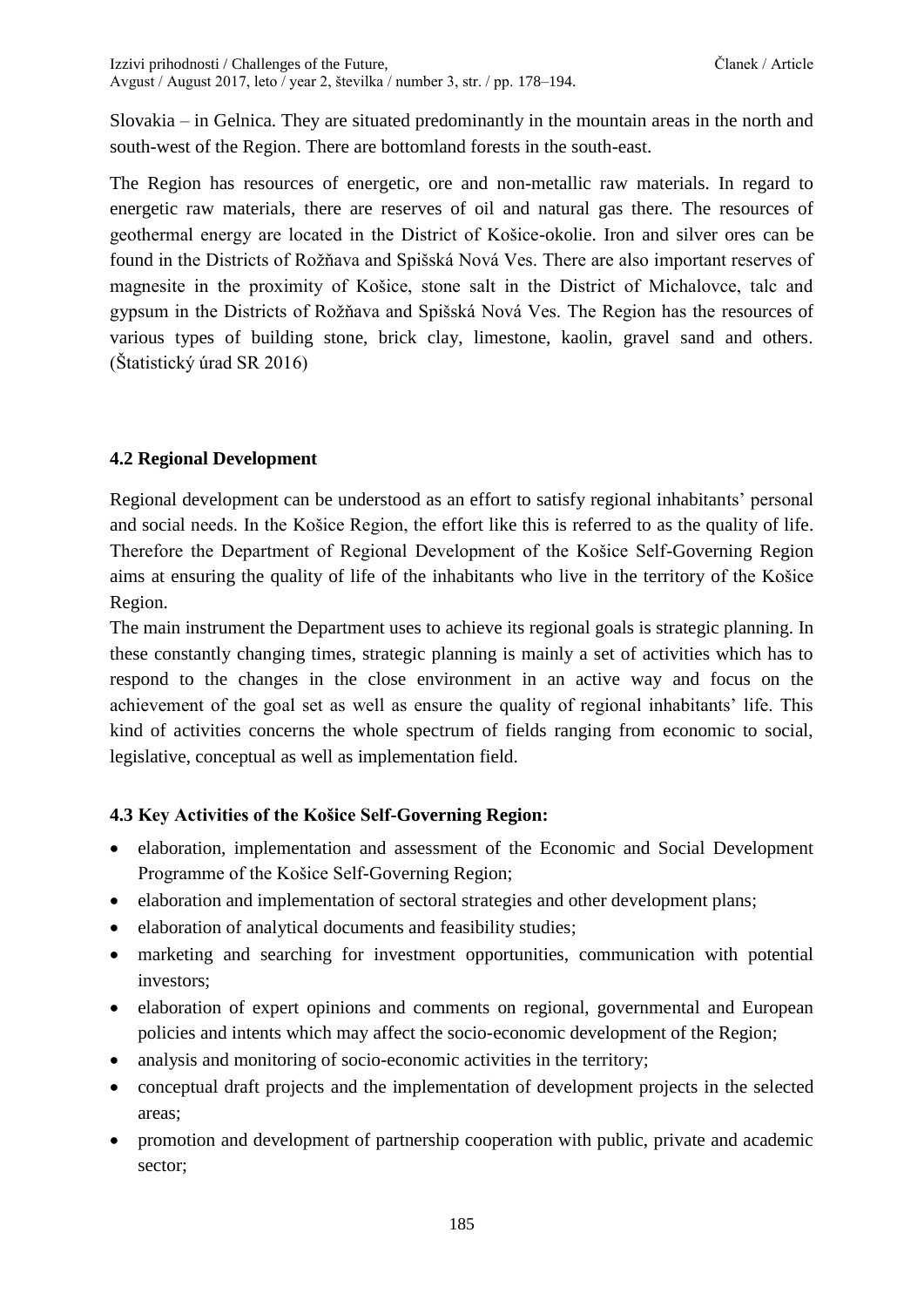Slovakia – in Gelnica. They are situated predominantly in the mountain areas in the north and south-west of the Region. There are bottomland forests in the south-east.

The Region has resources of energetic, ore and non-metallic raw materials. In regard to energetic raw materials, there are reserves of oil and natural gas there. The resources of geothermal energy are located in the District of Košice-okolie. Iron and silver ores can be found in the Districts of Rožňava and Spišská Nová Ves. There are also important reserves of magnesite in the proximity of Košice, stone salt in the District of Michalovce, talc and gypsum in the Districts of Rožňava and Spišská Nová Ves. The Region has the resources of various types of building stone, brick clay, limestone, kaolin, gravel sand and others. (Štatistický úrad SR 2016)

### 4.2 Regional Development

Regional development can be understood as an effort to satisfy regional inhabitants' personal and social needs. In the Košice Region, the effort like this is referred to as the quality of life. Therefore the Department of Regional Development of the Košice Self-Governing Region aims at ensuring the quality of life of the inhabitants who live in the territory of the Košice Region.

The main instrument the Department uses to achieve its regional goals is strategic planning. In these constantly changing times, strategic planning is mainly a set of activities which has to respond to the changes in the close environment in an active way and focus on the achievement of the goal set as well as ensure the quality of regional inhabitants' life. This kind of activities concerns the whole spectrum of fields ranging from economic to social, legislative, conceptual as well as implementation field.

### 4.3 Key Activities of the Košice Self-Governing Region:

- elaboration, implementation and assessment of the Economic and Social Development Programme of the Košice Self-Governing Region;
- elaboration and implementation of sectoral strategies and other development plans;
- elaboration of analytical documents and feasibility studies;
- marketing and searching for investment opportunities, communication with potential investors;
- elaboration of expert opinions and comments on regional, governmental and European policies and intents which may affect the socio-economic development of the Region;
- analysis and monitoring of socio-economic activities in the territory;
- conceptual draft projects and the implementation of development projects in the selected areas;
- promotion and development of partnership cooperation with public, private and academic sector;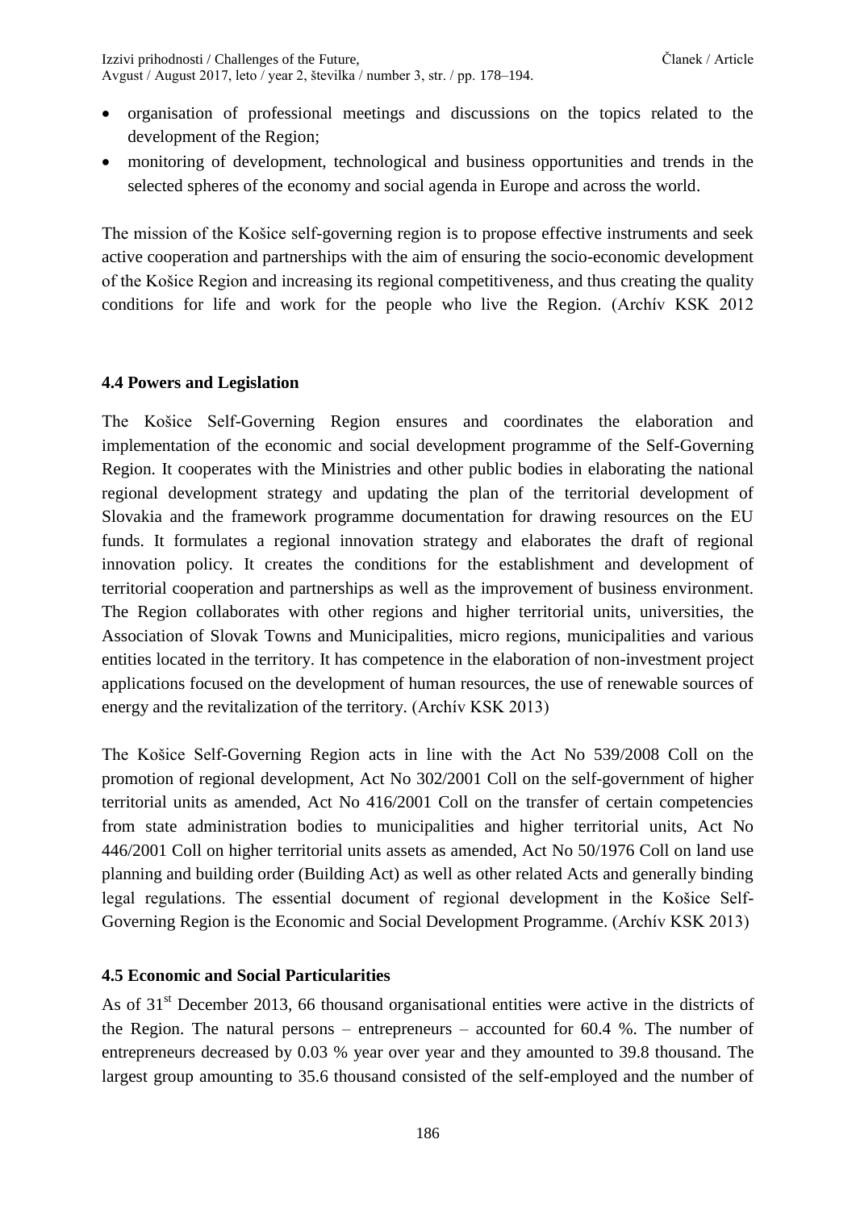- organisation of professional meetings and discussions on the topics related to the development of the Region;
- monitoring of development, technological and business opportunities and trends in the selected spheres of the economy and social agenda in Europe and across the world.

The mission of the Košice self-governing region is to propose effective instruments and seek active cooperation and partnerships with the aim of ensuring the socio-economic development of the Košice Region and increasing its regional competitiveness, and thus creating the quality conditions for life and work for the people who live the Region. (Archív KSK 2012

### 4.4 Powers and Legislation

The Košice Self-Governing Region ensures and coordinates the elaboration and implementation of the economic and social development programme of the Self-Governing Region. It cooperates with the Ministries and other public bodies in elaborating the national regional development strategy and updating the plan of the territorial development of Slovakia and the framework programme documentation for drawing resources on the EU funds. It formulates a regional innovation strategy and elaborates the draft of regional innovation policy. It creates the conditions for the establishment and development of territorial cooperation and partnerships as well as the improvement of business environment. The Region collaborates with other regions and higher territorial units, universities, the Association of Slovak Towns and Municipalities, micro regions, municipalities and various entities located in the territory. It has competence in the elaboration of non-investment project applications focused on the development of human resources, the use of renewable sources of energy and the revitalization of the territory. (Archív KSK 2013)

The Košice Self-Governing Region acts in line with the Act No 539/2008 Coll on the promotion of regional development, Act No 302/2001 Coll on the self-government of higher territorial units as amended, Act No 416/2001 Coll on the transfer of certain competencies from state administration bodies to municipalities and higher territorial units, Act No 446/2001 Coll on higher territorial units assets as amended, Act No 50/1976 Coll on land use planning and building order (Building Act) as well as other related Acts and generally binding legal regulations. The essential document of regional development in the Košice Self-Governing Region is the Economic and Social Development Programme. (Archív KSK 2013)

### 4.5 Economic and Social Particularities

As of 31st December 2013, 66 thousand organisational entities were active in the districts of the Region. The natural persons – entrepreneurs – accounted for 60.4 %. The number of entrepreneurs decreased by 0.03 % year over year and they amounted to 39.8 thousand. The largest group amounting to 35.6 thousand consisted of the self-employed and the number of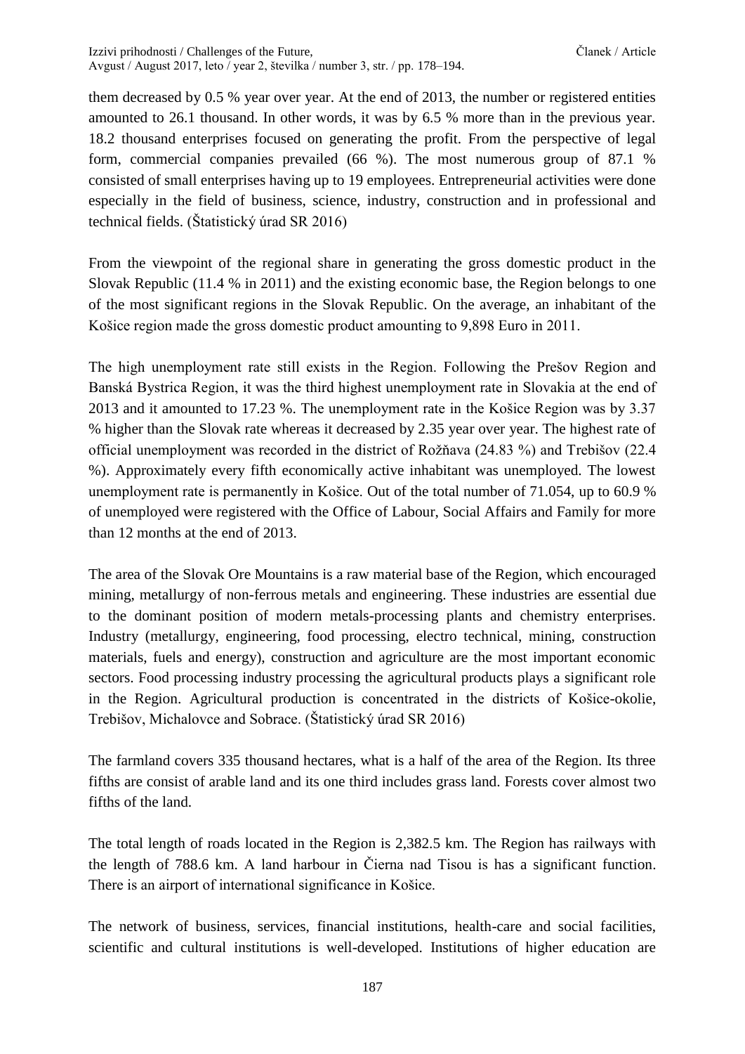them decreased by 0.5 % year over year. At the end of 2013, the number or registered entities amounted to 26.1 thousand. In other words, it was by 6.5 % more than in the previous year. 18.2 thousand enterprises focused on generating the profit. From the perspective of legal form, commercial companies prevailed (66 %). The most numerous group of 87.1 % consisted of small enterprises having up to 19 employees. Entrepreneurial activities were done especially in the field of business, science, industry, construction and in professional and technical fields. (Štatistický úrad SR 2016)

From the viewpoint of the regional share in generating the gross domestic product in the Slovak Republic (11.4 % in 2011) and the existing economic base, the Region belongs to one of the most significant regions in the Slovak Republic. On the average, an inhabitant of the Košice region made the gross domestic product amounting to 9,898 Euro in 2011.

The high unemployment rate still exists in the Region. Following the Prešov Region and Banská Bystrica Region, it was the third highest unemployment rate in Slovakia at the end of 2013 and it amounted to 17.23 %. The unemployment rate in the Košice Region was by 3.37 % higher than the Slovak rate whereas it decreased by 2.35 year over year. The highest rate of official unemployment was recorded in the district of Rožňava (24.83 %) and Trebišov (22.4 %). Approximately every fifth economically active inhabitant was unemployed. The lowest unemployment rate is permanently in Košice. Out of the total number of 71.054, up to 60.9 % of unemployed were registered with the Office of Labour, Social Affairs and Family for more than 12 months at the end of 2013.

The area of the Slovak Ore Mountains is a raw material base of the Region, which encouraged mining, metallurgy of non-ferrous metals and engineering. These industries are essential due to the dominant position of modern metals-processing plants and chemistry enterprises. Industry (metallurgy, engineering, food processing, electro technical, mining, construction materials, fuels and energy), construction and agriculture are the most important economic sectors. Food processing industry processing the agricultural products plays a significant role in the Region. Agricultural production is concentrated in the districts of Košice-okolie, Trebišov, Michalovce and Sobrace. (Štatistický úrad SR 2016)

The farmland covers 335 thousand hectares, what is a half of the area of the Region. Its three fifths are consist of arable land and its one third includes grass land. Forests cover almost two fifths of the land.

The total length of roads located in the Region is 2,382.5 km. The Region has railways with the length of 788.6 km. A land harbour in Čierna nad Tisou is has a significant function. There is an airport of international significance in Košice.

The network of business, services, financial institutions, health-care and social facilities, scientific and cultural institutions is well-developed. Institutions of higher education are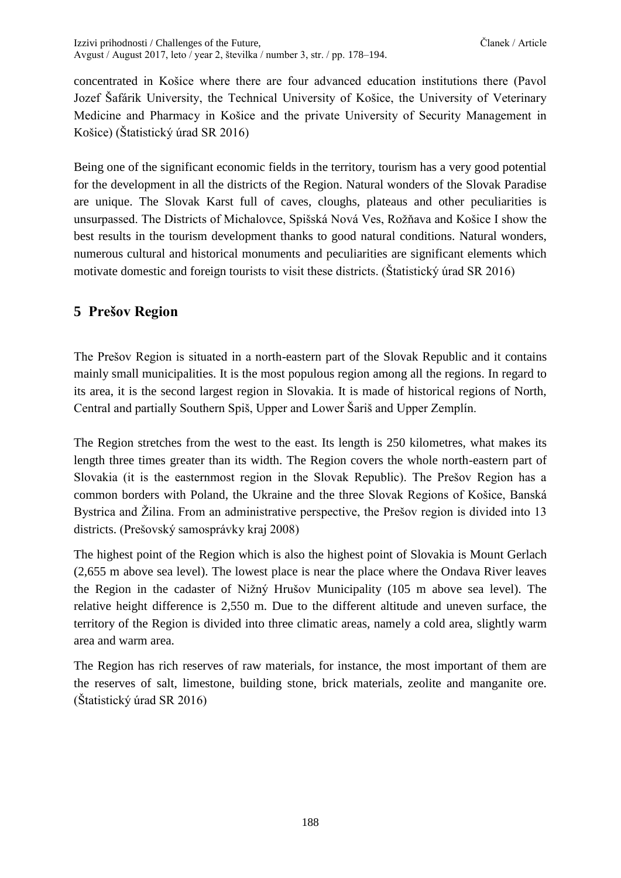concentrated in Košice where there are four advanced education institutions there (Pavol Jozef Šafárik University, the Technical University of Košice, the University of Veterinary Medicine and Pharmacy in Košice and the private University of Security Management in Košice) (Štatistický úrad SR 2016)

Being one of the significant economic fields in the territory, tourism has a very good potential for the development in all the districts of the Region. Natural wonders of the Slovak Paradise are unique. The Slovak Karst full of caves, cloughs, plateaus and other peculiarities is unsurpassed. The Districts of Michalovce, Spišská Nová Ves, Rožňava and Košice I show the best results in the tourism development thanks to good natural conditions. Natural wonders, numerous cultural and historical monuments and peculiarities are significant elements which motivate domestic and foreign tourists to visit these districts. (Štatistický úrad SR 2016)

## 5 Prešov Region

The Prešov Region is situated in a north-eastern part of the Slovak Republic and it contains mainly small municipalities. It is the most populous region among all the regions. In regard to its area, it is the second largest region in Slovakia. It is made of historical regions of North, Central and partially Southern Spiš, Upper and Lower Šariš and Upper Zemplín.

The Region stretches from the west to the east. Its length is 250 kilometres, what makes its length three times greater than its width. The Region covers the whole north-eastern part of Slovakia (it is the easternmost region in the Slovak Republic). The Prešov Region has a common borders with Poland, the Ukraine and the three Slovak Regions of Košice, Banská Bystrica and Žilina. From an administrative perspective, the Prešov region is divided into 13 districts. (Prešovský samosprávky kraj 2008)

The highest point of the Region which is also the highest point of Slovakia is Mount Gerlach (2,655 m above sea level). The lowest place is near the place where the Ondava River leaves the Region in the cadaster of Nižný Hrušov Municipality (105 m above sea level). The relative height difference is 2,550 m. Due to the different altitude and uneven surface, the territory of the Region is divided into three climatic areas, namely a cold area, slightly warm area and warm area.

The Region has rich reserves of raw materials, for instance, the most important of them are the reserves of salt, limestone, building stone, brick materials, zeolite and manganite ore. (Štatistický úrad SR 2016)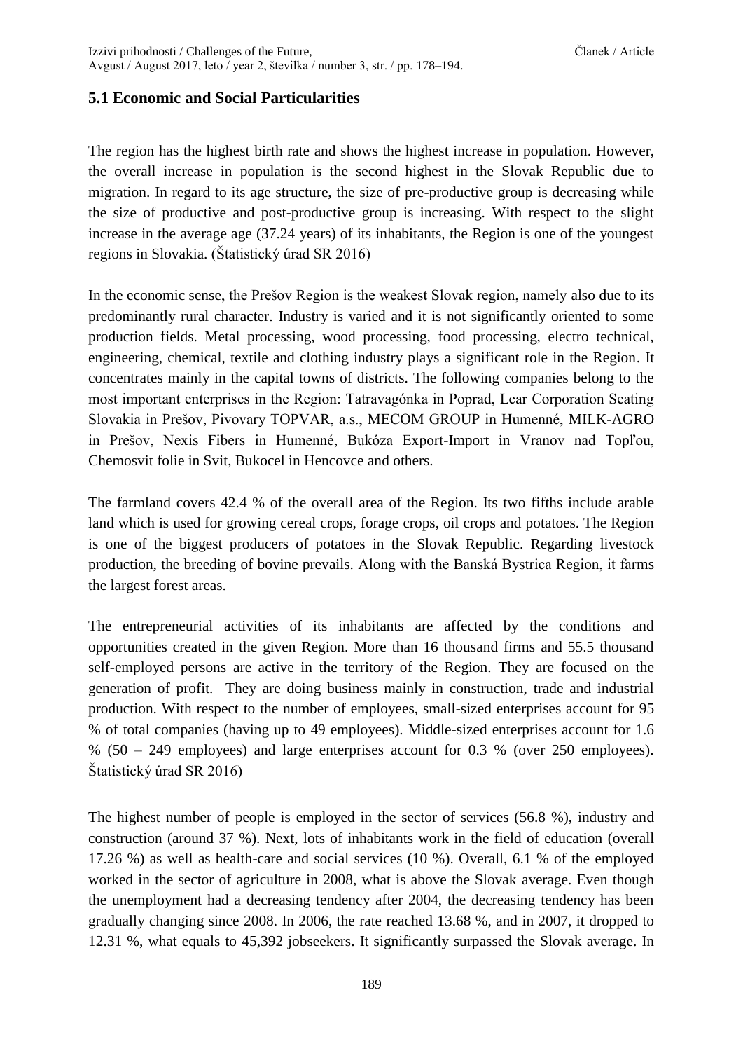### 5.1 Economic and Social Particularities

The region has the highest birth rate and shows the highest increase in population. However, the overall increase in population is the second highest in the Slovak Republic due to migration. In regard to its age structure, the size of pre-productive group is decreasing while the size of productive and post-productive group is increasing. With respect to the slight increase in the average age (37.24 years) of its inhabitants, the Region is one of the youngest regions in Slovakia. (Štatistický úrad SR 2016)

In the economic sense, the Prešov Region is the weakest Slovak region, namely also due to its predominantly rural character. Industry is varied and it is not significantly oriented to some production fields. Metal processing, wood processing, food processing, electro technical, engineering, chemical, textile and clothing industry plays a significant role in the Region. It concentrates mainly in the capital towns of districts. The following companies belong to the most important enterprises in the Region: Tatravagónka in Poprad, Lear Corporation Seating Slovakia in Prešov, Pivovary TOPVAR, a.s., MECOM GROUP in Humenné, MILK-AGRO in Prešov, Nexis Fibers in Humenné, Bukóza Export-Import in Vranov nad Topľou, Chemosvit folie in Svit, Bukocel in Hencovce and others.

The farmland covers 42.4 % of the overall area of the Region. Its two fifths include arable land which is used for growing cereal crops, forage crops, oil crops and potatoes. The Region is one of the biggest producers of potatoes in the Slovak Republic. Regarding livestock production, the breeding of bovine prevails. Along with the Banská Bystrica Region, it farms the largest forest areas.

The entrepreneurial activities of its inhabitants are affected by the conditions and opportunities created in the given Region. More than 16 thousand firms and 55.5 thousand self-employed persons are active in the territory of the Region. They are focused on the generation of profit. They are doing business mainly in construction, trade and industrial production. With respect to the number of employees, small-sized enterprises account for 95 % of total companies (having up to 49 employees). Middle-sized enterprises account for 1.6 % (50 – 249 employees) and large enterprises account for 0.3 % (over 250 employees). Štatistický úrad SR 2016)

The highest number of people is employed in the sector of services (56.8 %), industry and construction (around 37 %). Next, lots of inhabitants work in the field of education (overall 17.26 %) as well as health-care and social services (10 %). Overall, 6.1 % of the employed worked in the sector of agriculture in 2008, what is above the Slovak average. Even though the unemployment had a decreasing tendency after 2004, the decreasing tendency has been gradually changing since 2008. In 2006, the rate reached 13.68 %, and in 2007, it dropped to 12.31 %, what equals to 45,392 jobseekers. It significantly surpassed the Slovak average. In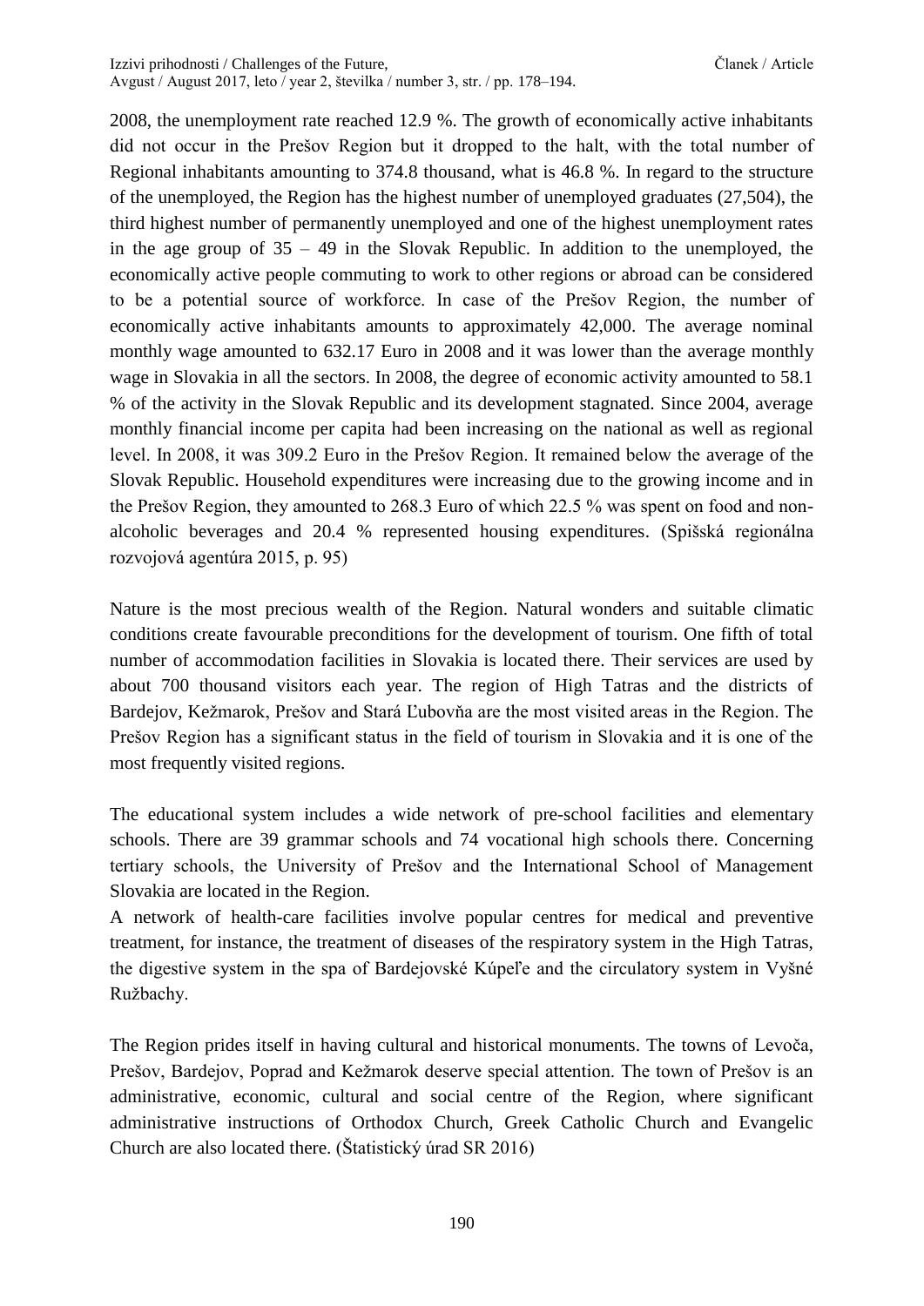2008, the unemployment rate reached 12.9 %. The growth of economically active inhabitants did not occur in the Prešov Region but it dropped to the halt, with the total number of Regional inhabitants amounting to 374.8 thousand, what is 46.8 %. In regard to the structure of the unemployed, the Region has the highest number of unemployed graduates (27,504), the third highest number of permanently unemployed and one of the highest unemployment rates in the age group of 35 – 49 in the Slovak Republic. In addition to the unemployed, the economically active people commuting to work to other regions or abroad can be considered to be a potential source of workforce. In case of the Prešov Region, the number of economically active inhabitants amounts to approximately 42,000. The average nominal monthly wage amounted to 632.17 Euro in 2008 and it was lower than the average monthly wage in Slovakia in all the sectors. In 2008, the degree of economic activity amounted to 58.1 % of the activity in the Slovak Republic and its development stagnated. Since 2004, average monthly financial income per capita had been increasing on the national as well as regional level. In 2008, it was 309.2 Euro in the Prešov Region. It remained below the average of the Slovak Republic. Household expenditures were increasing due to the growing income and in the Prešov Region, they amounted to 268.3 Euro of which 22.5 % was spent on food and non-alcoholic beverages and 20.4 % represented housing expenditures. (Spišská regionálna rozvojová agentúra 2015, p. 95)

Nature is the most precious wealth of the Region. Natural wonders and suitable climatic conditions create favourable preconditions for the development of tourism. One fifth of total number of accommodation facilities in Slovakia is located there. Their services are used by about 700 thousand visitors each year. The region of High Tatras and the districts of Bardejov, Kežmarok, Prešov and Stará Ľubovňa are the most visited areas in the Region. The Prešov Region has a significant status in the field of tourism in Slovakia and it is one of the most frequently visited regions.

The educational system includes a wide network of pre-school facilities and elementary schools. There are 39 grammar schools and 74 vocational high schools there. Concerning tertiary schools, the University of Prešov and the International School of Management Slovakia are located in the Region.

A network of health-care facilities involve popular centres for medical and preventive treatment, for instance, the treatment of diseases of the respiratory system in the High Tatras, the digestive system in the spa of Bardejovské Kúpeľe and the circulatory system in Vyšné Ružbachy.

The Region prides itself in having cultural and historical monuments. The towns of Levoča, Prešov, Bardejov, Poprad and Kežmarok deserve special attention. The town of Prešov is an administrative, economic, cultural and social centre of the Region, where significant administrative instructions of Orthodox Church, Greek Catholic Church and Evangelic Church are also located there. (Štatistický úrad SR 2016)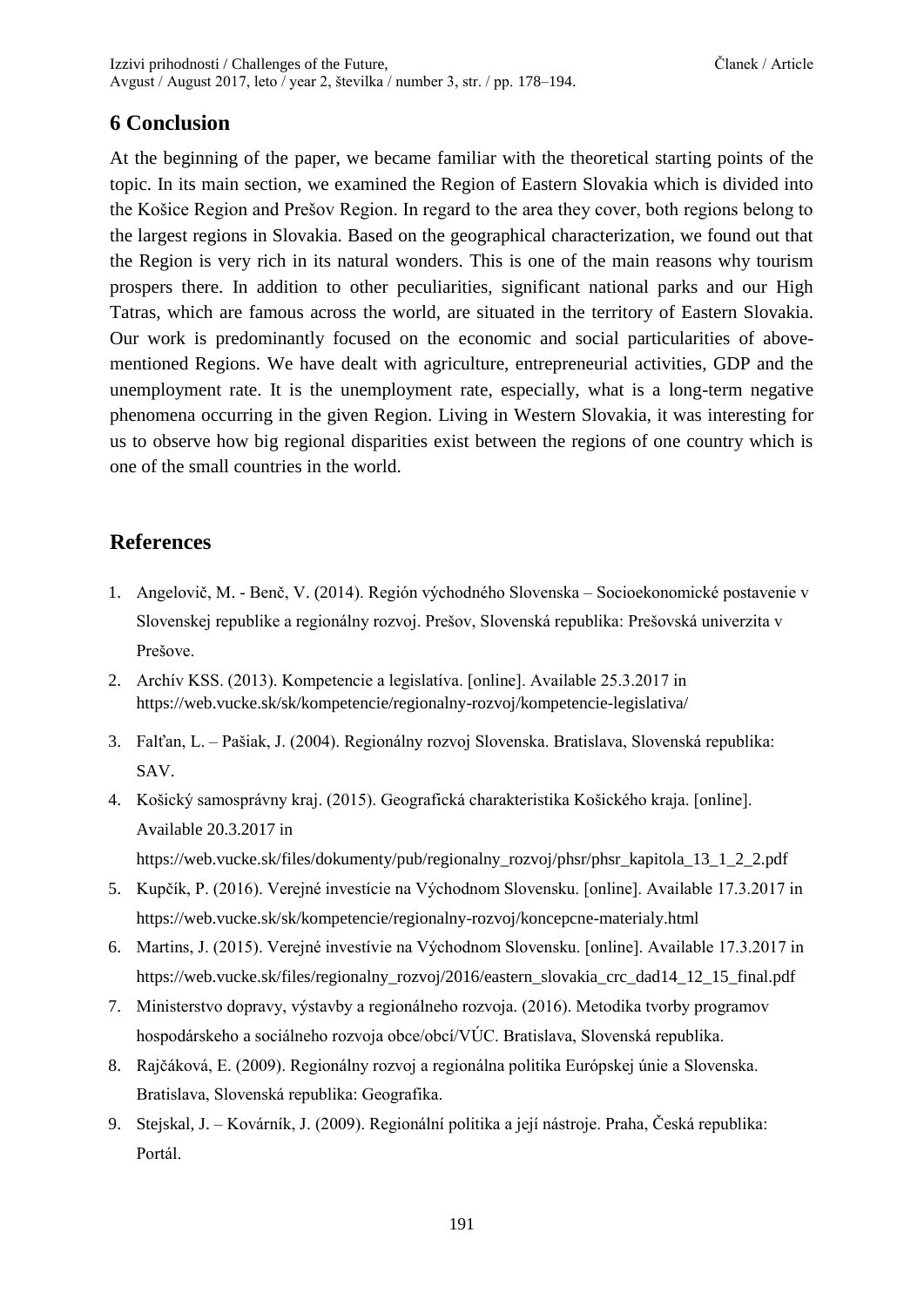## 6 Conclusion

At the beginning of the paper, we became familiar with the theoretical starting points of the topic. In its main section, we examined the Region of Eastern Slovakia which is divided into the Košice Region and Prešov Region. In regard to the area they cover, both regions belong to the largest regions in Slovakia. Based on the geographical characterization, we found out that the Region is very rich in its natural wonders. This is one of the main reasons why tourism prospers there. In addition to other peculiarities, significant national parks and our High Tatras, which are famous across the world, are situated in the territory of Eastern Slovakia. Our work is predominantly focused on the economic and social particularities of above-mentioned Regions. We have dealt with agriculture, entrepreneurial activities, GDP and the unemployment rate. It is the unemployment rate, especially, what is a long-term negative phenomena occurring in the given Region. Living in Western Slovakia, it was interesting for us to observe how big regional disparities exist between the regions of one country which is one of the small countries in the world.

## References

1. Angelovič, M. - Benč, V. (2014). Región východného Slovenska – Socioekonomické postavenie v Slovenskej republike a regionálny rozvoj. Prešov, Slovenská republika: Prešovská univerzita v Prešove.
2. Archív KSS. (2013). Kompetencie a legislatíva. [online]. Available 25.3.2017 in https://web.vucke.sk/sk/kompetencie/regionalny-rozvoj/kompetencie-legislativa/
3. Falťan, L. – Pašiak, J. (2004). Regionálny rozvoj Slovenska. Bratislava, Slovenská republika: SAV.
4. Košický samosprávny kraj. (2015). Geografická charakteristika Košického kraja. [online]. Available 20.3.2017 in https://web.vucke.sk/files/dokumenty/pub/regionalny_rozvoj/phsr/phsr_kapitola_13_1_2_2.pdf
5. Kupčík, P. (2016). Verejné investície na Východnom Slovensku. [online]. Available 17.3.2017 in https://web.vucke.sk/sk/kompetencie/regionalny-rozvoj/koncepcne-materialy.html
6. Martins, J. (2015). Verejné investívie na Východnom Slovensku. [online]. Available 17.3.2017 in https://web.vucke.sk/files/regionalny_rozvoj/2016/eastern_slovakia_crc_dad14_12_15_final.pdf
7. Ministerstvo dopravy, výstavby a regionálneho rozvoja. (2016). Metodika tvorby programov hospodárskeho a sociálneho rozvoja obce/obcí/VÚC. Bratislava, Slovenská republika.
8. Rajčáková, E. (2009). Regionálny rozvoj a regionálna politika Európskej únie a Slovenska. Bratislava, Slovenská republika: Geografika.
9. Stejskal, J. – Kovárník, J. (2009). Regionální politika a její nástroje. Praha, Česká republika: Portál.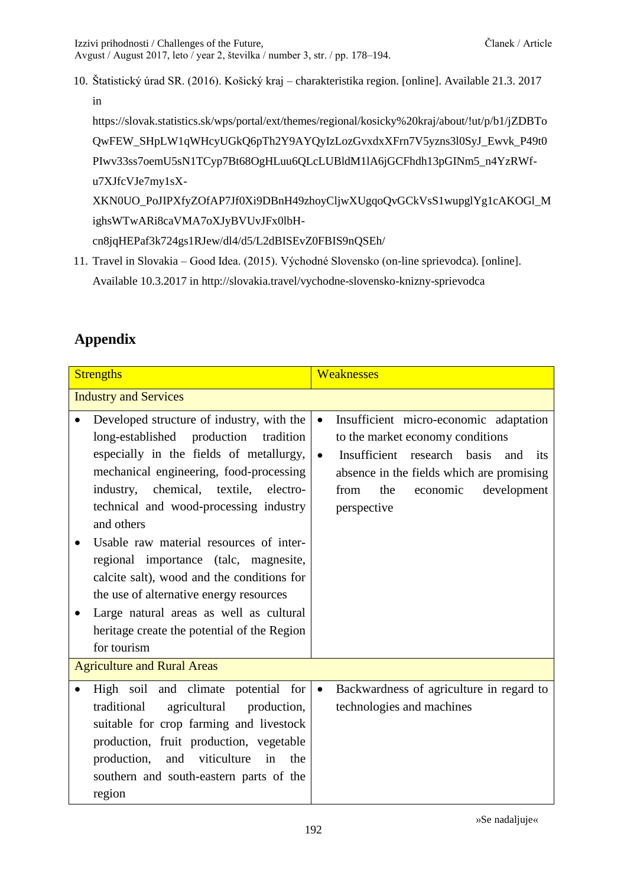10. Štatistický úrad SR. (2016). Košický kraj – charakteristika region. [online]. Available 21.3. 2017 in https://slovak.statistics.sk/wps/portal/ext/themes/regional/kosicky%20kraj/about/!ut/p/b1/jZDBToQwFEW_SHpLW1qWHcyUGkQ6pTh2Y9AYQyIzLozGvxdxXFrn7V5yzns3l0SyJ_Ewvk_P49t0PIwv33ss7oemU5sN1TCyp7Bt68OgHLuu6QLcLUBldM1lA6jGCFhdh13pGINm5_n4YzRWf-u7XJfcVJe7my1sX-XKN0UO_PoJIPXfyZOfAP7Jf0Xi9DBnH49zhoyCljwXUgqoQvGCkVsS1wupglYg1cAKOGl_MighsWTwARi8caVMA7oXJyBVUvJFx0lbH-cn8jqHEPaf3k724gs1RJew/dl4/d5/L2dBISEvZ0FBIS9nQSEh/
11. Travel in Slovakia – Good Idea. (2015). Východné Slovensko (on-line sprievodca). [online]. Available 10.3.2017 in http://slovakia.travel/vychodne-slovensko-knizny-sprievodca

## Appendix

| Strengths | Weaknesses |
|---|---|
| **Industry and Services** | |
| • Developed structure of industry, with the long-established production tradition especially in the fields of metallurgy, mechanical engineering, food-processing industry, chemical, textile, electro-technical and wood-processing industry and others<br>• Usable raw material resources of inter-regional importance (talc, magnesite, calcite salt), wood and the conditions for the use of alternative energy resources<br>• Large natural areas as well as cultural heritage create the potential of the Region for tourism | • Insufficient micro-economic adaptation to the market economy conditions<br>• Insufficient research basis and its absence in the fields which are promising from the economic development perspective |
| **Agriculture and Rural Areas** | |
| • High soil and climate potential for traditional agricultural production, suitable for crop farming and livestock production, fruit production, vegetable production, and viticulture in the southern and south-eastern parts of the region | • Backwardness of agriculture in regard to technologies and machines |

»Se nadaljuje«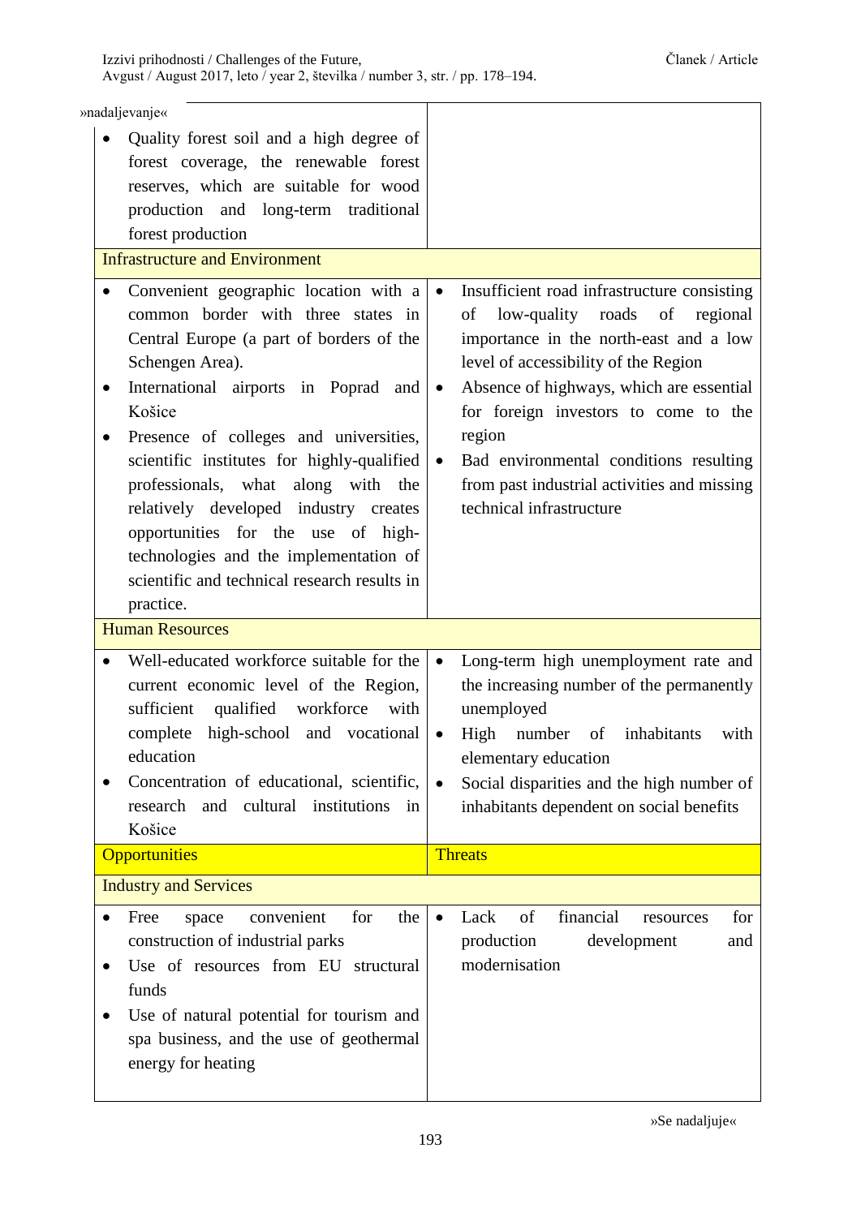»nadaljevanje«

| | |
|---|---|
| • Quality forest soil and a high degree of forest coverage, the renewable forest reserves, which are suitable for wood production and long-term traditional forest production | |
| Infrastructure and Environment | |
| • Convenient geographic location with a common border with three states in Central Europe (a part of borders of the Schengen Area).<br>• International airports in Poprad and Košice<br>• Presence of colleges and universities, scientific institutes for highly-qualified professionals, what along with the relatively developed industry creates opportunities for the use of high-technologies and the implementation of scientific and technical research results in practice. | • Insufficient road infrastructure consisting of low-quality roads of regional importance in the north-east and a low level of accessibility of the Region<br>• Absence of highways, which are essential for foreign investors to come to the region<br>• Bad environmental conditions resulting from past industrial activities and missing technical infrastructure |
| Human Resources | |
| • Well-educated workforce suitable for the current economic level of the Region, sufficient qualified workforce with complete high-school and vocational education<br>• Concentration of educational, scientific, research and cultural institutions in Košice | • Long-term high unemployment rate and the increasing number of the permanently unemployed<br>• High number of inhabitants with elementary education<br>• Social disparities and the high number of inhabitants dependent on social benefits |
| Opportunities | Threats |
| Industry and Services | |
| • Free space convenient for the construction of industrial parks<br>• Use of resources from EU structural funds<br>• Use of natural potential for tourism and spa business, and the use of geothermal energy for heating | • Lack of financial resources for production development and modernisation |

»Se nadaljuje«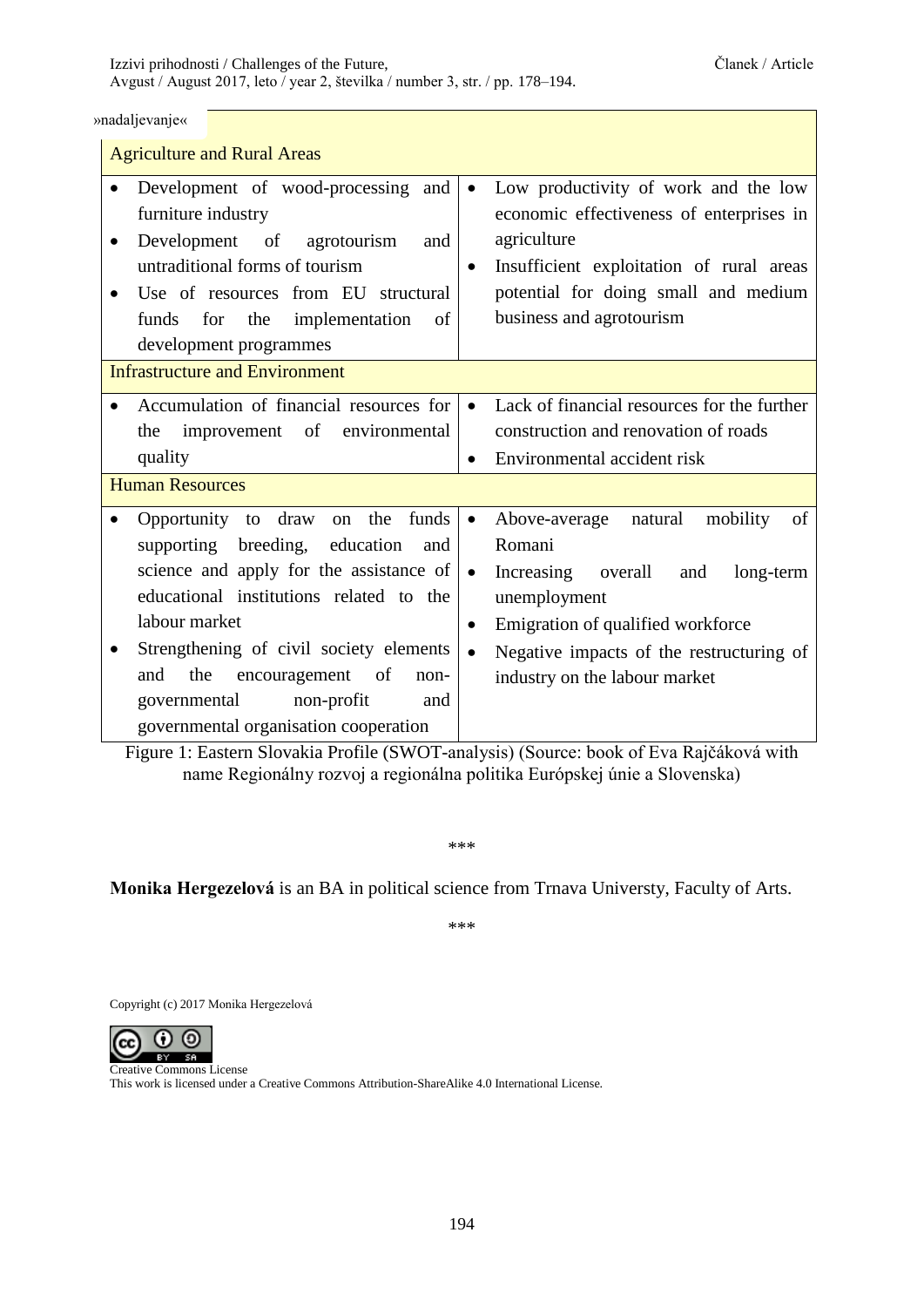»nadaljevanje«

| | |
|---|---|
| Agriculture and Rural Areas | |
| • Development of wood-processing and furniture industry<br>• Development of agrotourism and untraditional forms of tourism<br>• Use of resources from EU structural funds for the implementation of development programmes | • Low productivity of work and the low economic effectiveness of enterprises in agriculture<br>• Insufficient exploitation of rural areas potential for doing small and medium business and agrotourism |
| Infrastructure and Environment | |
| • Accumulation of financial resources for the improvement of environmental quality | • Lack of financial resources for the further construction and renovation of roads<br>• Environmental accident risk |
| Human Resources | |
| • Opportunity to draw on the funds supporting breeding, education and science and apply for the assistance of educational institutions related to the labour market<br>• Strengthening of civil society elements and the encouragement of non-governmental non-profit and governmental organisation cooperation | • Above-average natural mobility of Romani<br>• Increasing overall and long-term unemployment<br>• Emigration of qualified workforce<br>• Negative impacts of the restructuring of industry on the labour market |

Figure 1: Eastern Slovakia Profile (SWOT-analysis) (Source: book of Eva Rajčáková with name Regionálny rozvoj a regionálna politika Európskej únie a Slovenska)

\*\*\*

**Monika Hergezelová** is an BA in political science from Trnava Universty, Faculty of Arts.

\*\*\*

Copyright (c) 2017 Monika Hergezelová

Creative Commons License
This work is licensed under a Creative Commons Attribution-ShareAlike 4.0 International License.